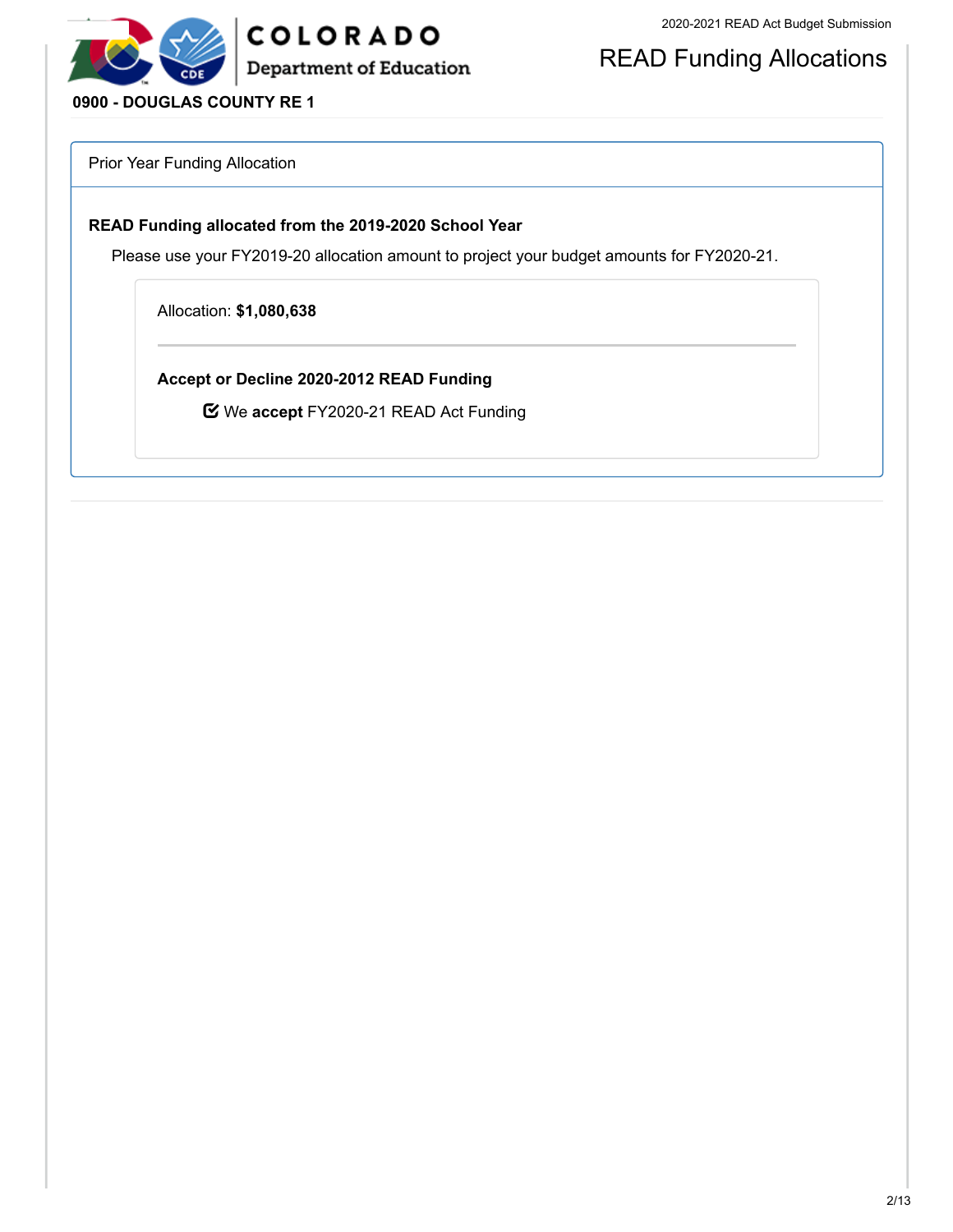# READ Funding Allocations

**0900 - DOUGLAS COUNTY RE 1**

## Prior Year Funding Allocation

### READ Funding allocated from the 2019-2020 School Year

Please use your FY2019-20 allocation amount to project your budget amounts for FY2020-21.

Allocation: **$1,080,638**

---

**Accept or Decline 2020-2012 READ Funding**

☑ We **accept** FY2020-21 READ Act Funding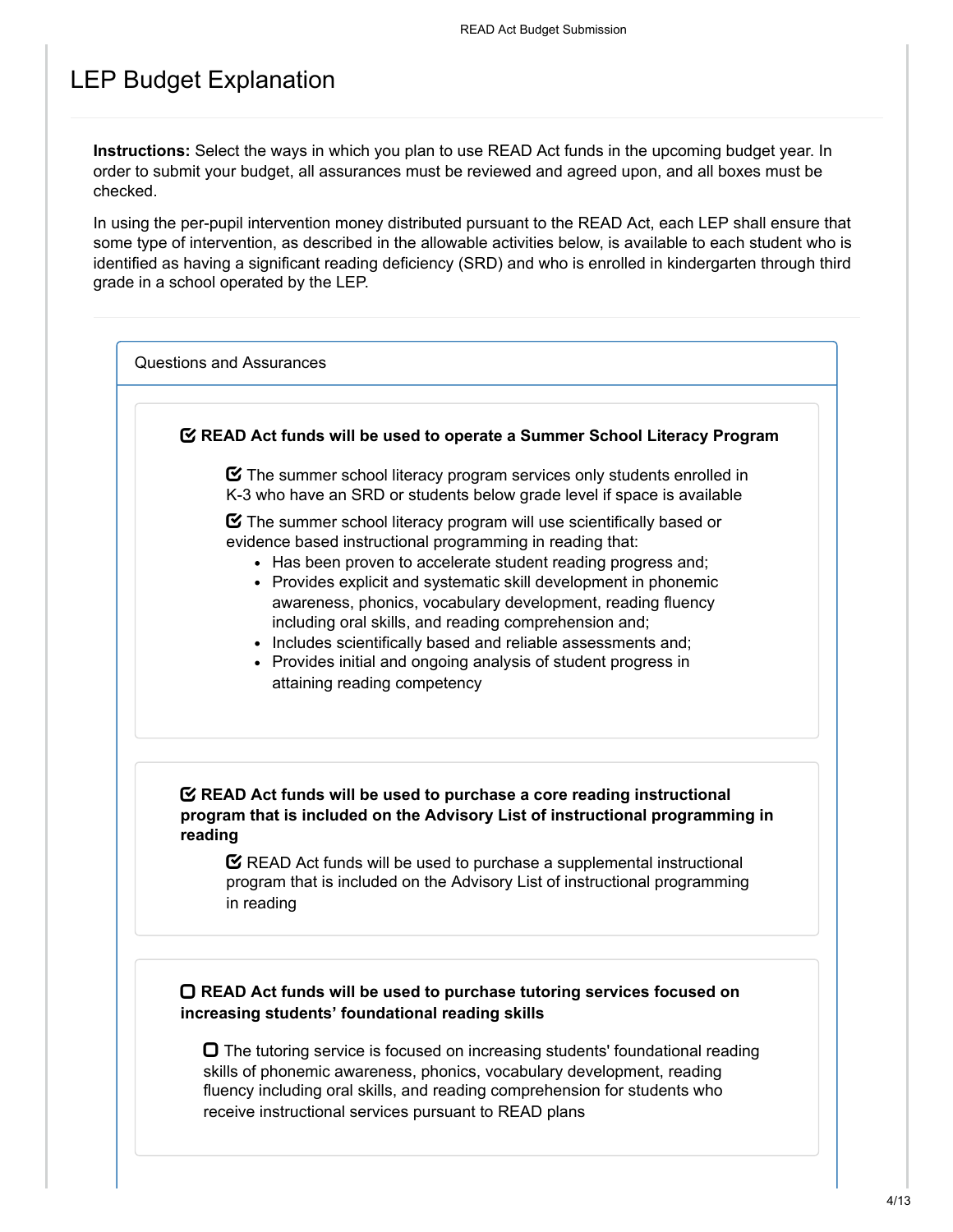# LEP Budget Explanation

**Instructions:** Select the ways in which you plan to use READ Act funds in the upcoming budget year. In order to submit your budget, all assurances must be reviewed and agreed upon, and all boxes must be checked.

In using the per-pupil intervention money distributed pursuant to the READ Act, each LEP shall ensure that some type of intervention, as described in the allowable activities below, is available to each student who is identified as having a significant reading deficiency (SRD) and who is enrolled in kindergarten through third grade in a school operated by the LEP.

## Questions and Assurances

- [x] **READ Act funds will be used to operate a Summer School Literacy Program**

  - [x] The summer school literacy program services only students enrolled in K-3 who have an SRD or students below grade level if space is available
  - [x] The summer school literacy program will use scientifically based or evidence based instructional programming in reading that:
    - Has been proven to accelerate student reading progress and;
    - Provides explicit and systematic skill development in phonemic awareness, phonics, vocabulary development, reading fluency including oral skills, and reading comprehension and;
    - Includes scientifically based and reliable assessments and;
    - Provides initial and ongoing analysis of student progress in attaining reading competency

- [x] **READ Act funds will be used to purchase a core reading instructional program that is included on the Advisory List of instructional programming in reading**

  - [x] READ Act funds will be used to purchase a supplemental instructional program that is included on the Advisory List of instructional programming in reading

- [ ] **READ Act funds will be used to purchase tutoring services focused on increasing students' foundational reading skills**

  - [ ] The tutoring service is focused on increasing students' foundational reading skills of phonemic awareness, phonics, vocabulary development, reading fluency including oral skills, and reading comprehension for students who receive instructional services pursuant to READ plans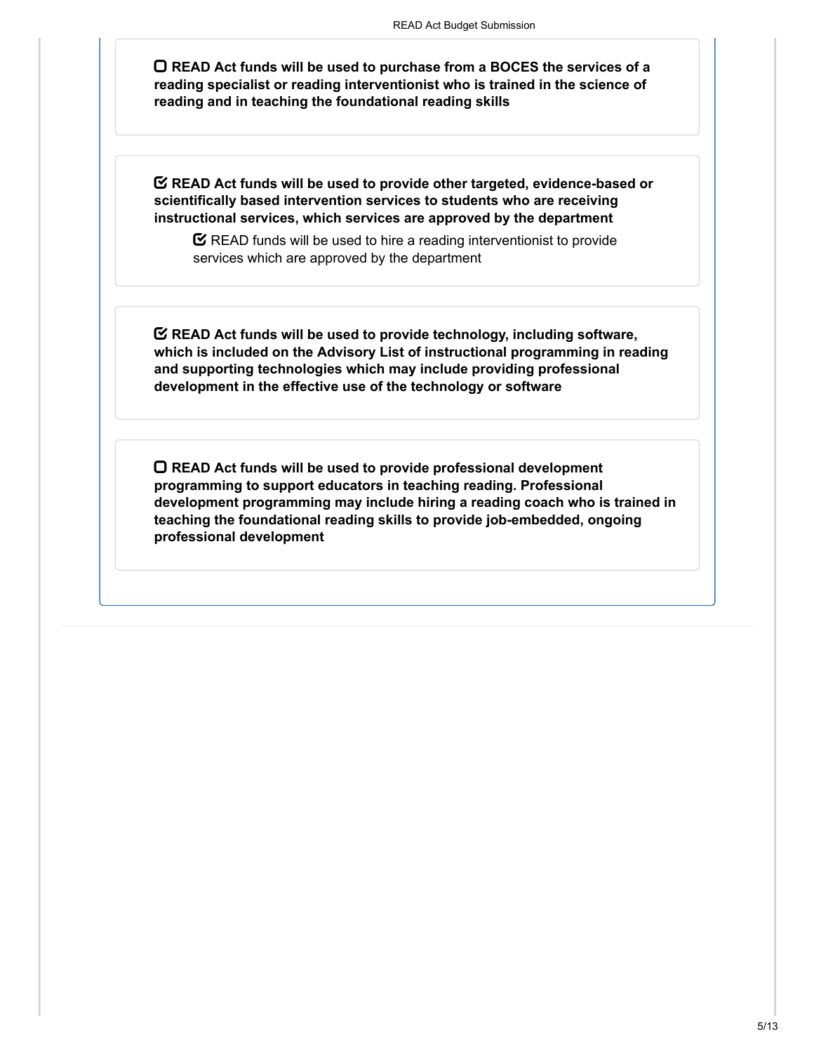☐ **READ Act funds will be used to purchase from a BOCES the services of a reading specialist or reading interventionist who is trained in the science of reading and in teaching the foundational reading skills**

☑ **READ Act funds will be used to provide other targeted, evidence-based or scientifically based intervention services to students who are receiving instructional services, which services are approved by the department**

- ☑ READ funds will be used to hire a reading interventionist to provide services which are approved by the department

☑ **READ Act funds will be used to provide technology, including software, which is included on the Advisory List of instructional programming in reading and supporting technologies which may include providing professional development in the effective use of the technology or software**

☐ **READ Act funds will be used to provide professional development programming to support educators in teaching reading. Professional development programming may include hiring a reading coach who is trained in teaching the foundational reading skills to provide job-embedded, ongoing professional development**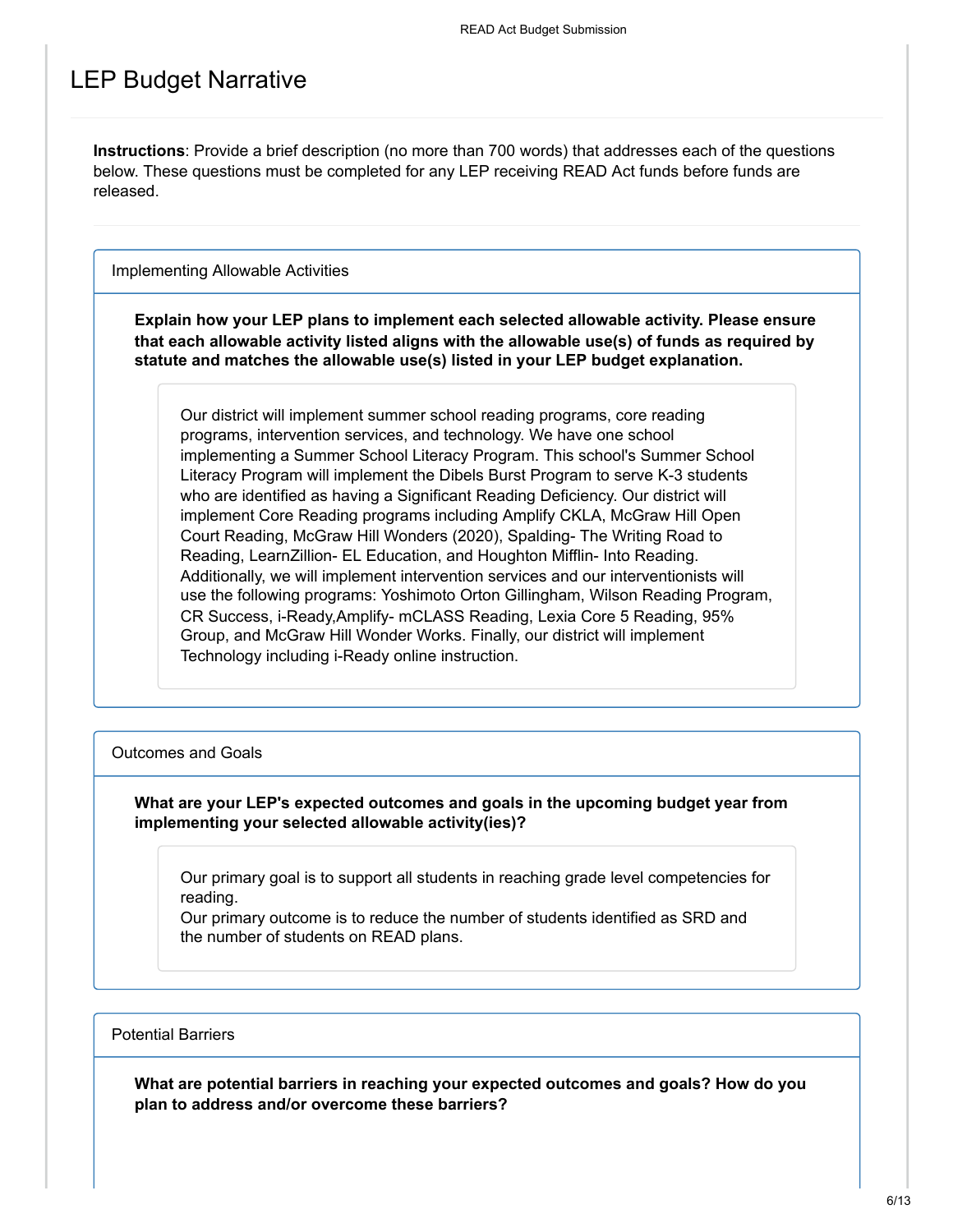# LEP Budget Narrative

**Instructions**: Provide a brief description (no more than 700 words) that addresses each of the questions below. These questions must be completed for any LEP receiving READ Act funds before funds are released.

## Implementing Allowable Activities

**Explain how your LEP plans to implement each selected allowable activity. Please ensure that each allowable activity listed aligns with the allowable use(s) of funds as required by statute and matches the allowable use(s) listed in your LEP budget explanation.**

Our district will implement summer school reading programs, core reading programs, intervention services, and technology. We have one school implementing a Summer School Literacy Program. This school's Summer School Literacy Program will implement the Dibels Burst Program to serve K-3 students who are identified as having a Significant Reading Deficiency. Our district will implement Core Reading programs including Amplify CKLA, McGraw Hill Open Court Reading, McGraw Hill Wonders (2020), Spalding- The Writing Road to Reading, LearnZillion- EL Education, and Houghton Mifflin- Into Reading. Additionally, we will implement intervention services and our interventionists will use the following programs: Yoshimoto Orton Gillingham, Wilson Reading Program, CR Success, i-Ready,Amplify- mCLASS Reading, Lexia Core 5 Reading, 95% Group, and McGraw Hill Wonder Works. Finally, our district will implement Technology including i-Ready online instruction.

## Outcomes and Goals

**What are your LEP's expected outcomes and goals in the upcoming budget year from implementing your selected allowable activity(ies)?**

Our primary goal is to support all students in reaching grade level competencies for reading.
Our primary outcome is to reduce the number of students identified as SRD and the number of students on READ plans.

## Potential Barriers

**What are potential barriers in reaching your expected outcomes and goals? How do you plan to address and/or overcome these barriers?**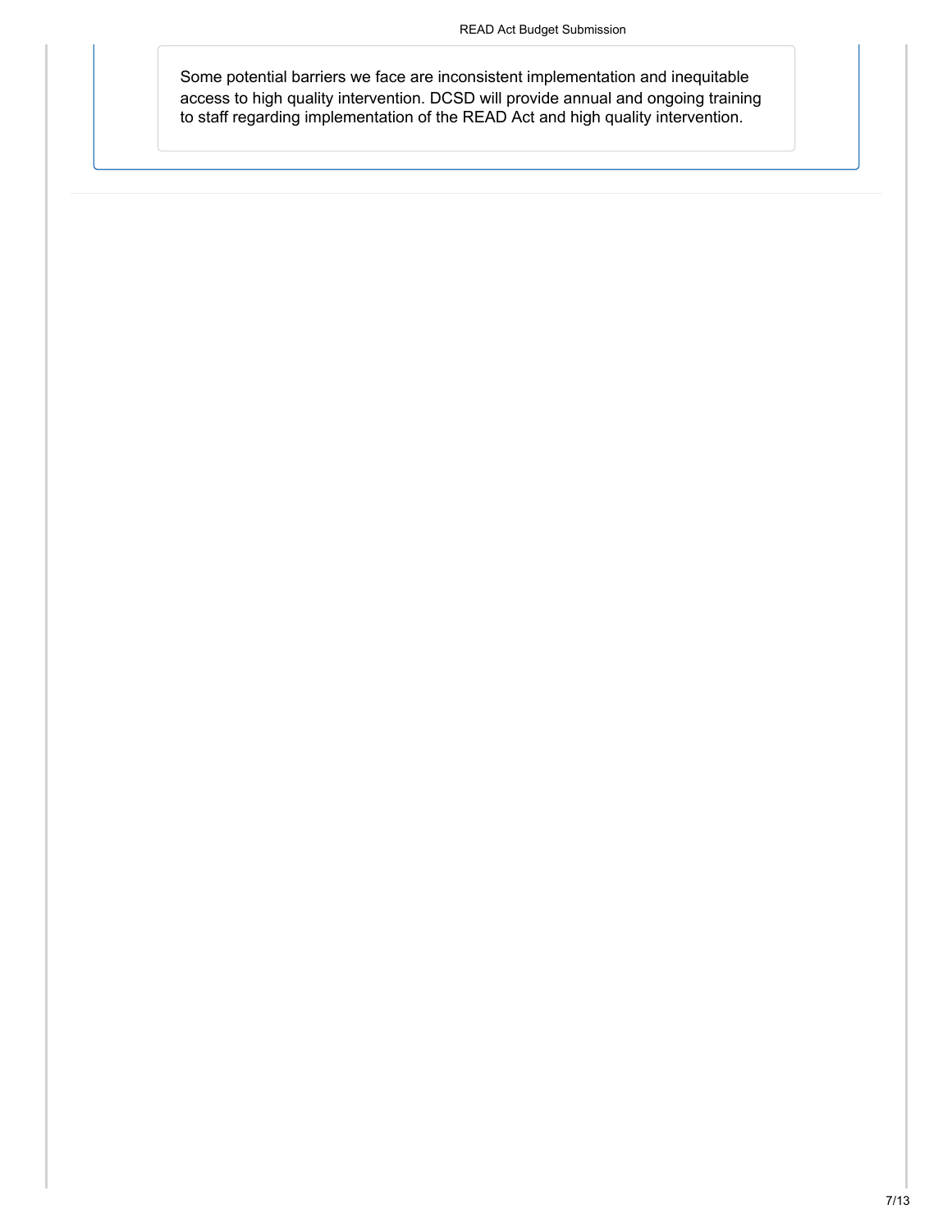Some potential barriers we face are inconsistent implementation and inequitable access to high quality intervention. DCSD will provide annual and ongoing training to staff regarding implementation of the READ Act and high quality intervention.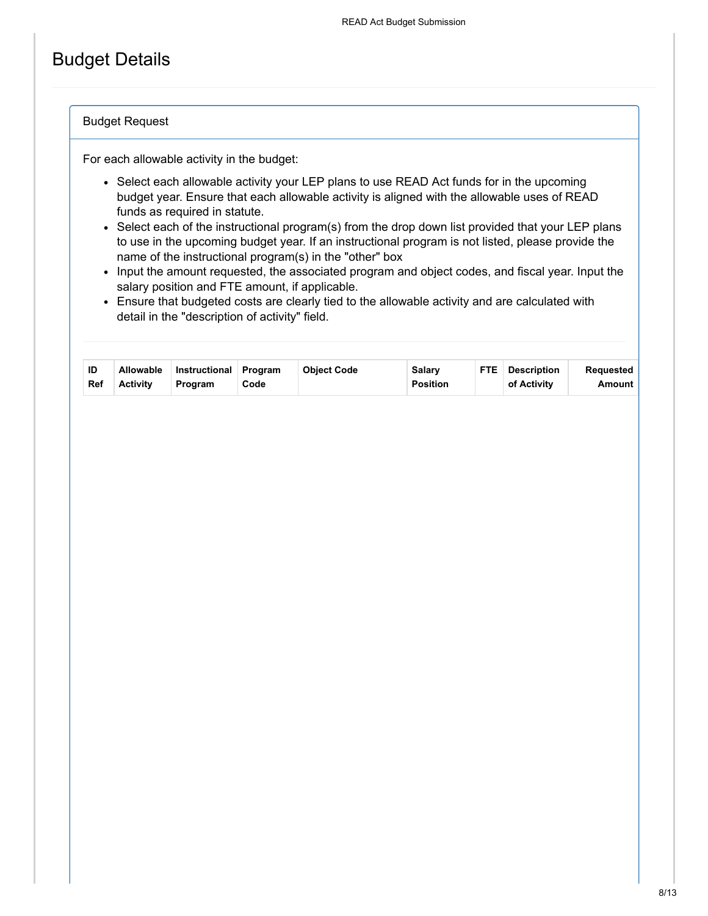# Budget Details

## Budget Request

For each allowable activity in the budget:

- Select each allowable activity your LEP plans to use READ Act funds for in the upcoming budget year. Ensure that each allowable activity is aligned with the allowable uses of READ funds as required in statute.
- Select each of the instructional program(s) from the drop down list provided that your LEP plans to use in the upcoming budget year. If an instructional program is not listed, please provide the name of the instructional program(s) in the "other" box
- Input the amount requested, the associated program and object codes, and fiscal year. Input the salary position and FTE amount, if applicable.
- Ensure that budgeted costs are clearly tied to the allowable activity and are calculated with detail in the "description of activity" field.

| ID Ref | Allowable Activity | Instructional Program | Program Code | Object Code | Salary Position | FTE | Description of Activity | Requested Amount |
|---|---|---|---|---|---|---|---|---|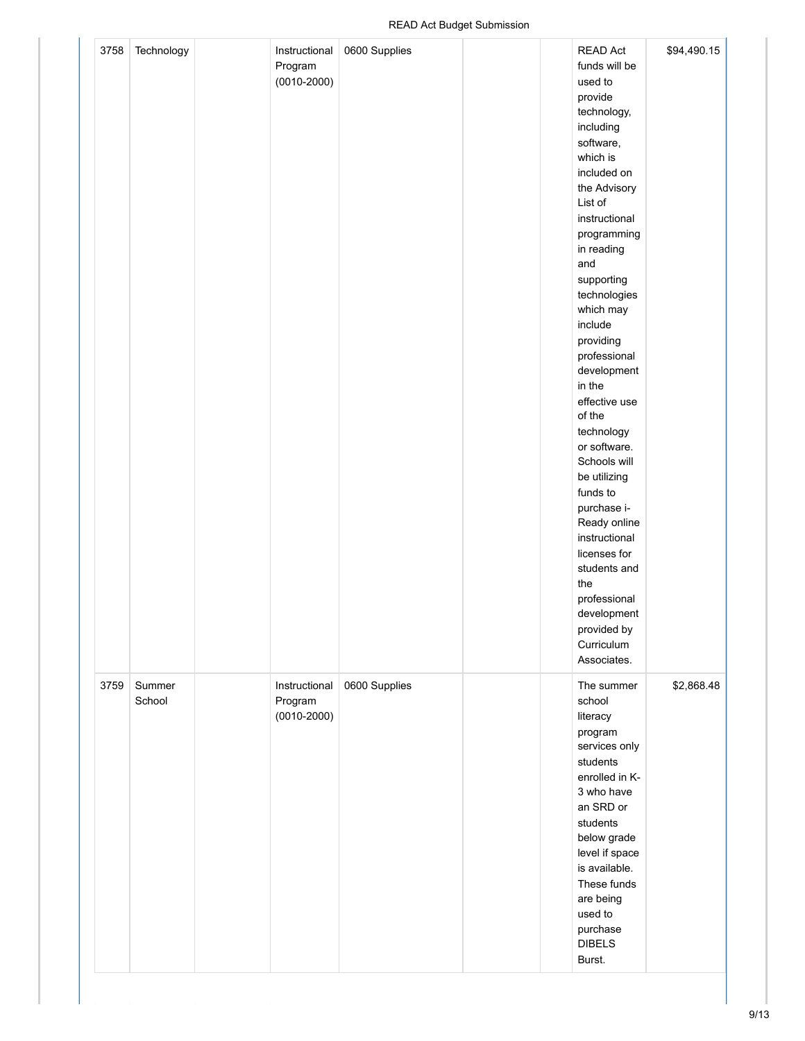| 3758 | Technology | | Instructional Program (0010-2000) | 0600 Supplies | | | READ Act funds will be used to provide technology, including software, which is included on the Advisory List of instructional programming in reading and supporting technologies which may include providing professional development in the effective use of the technology or software. Schools will be utilizing funds to purchase i-Ready online instructional licenses for students and the professional development provided by Curriculum Associates. | $94,490.15 |
|---|---|---|---|---|---|---|---|---|
| 3759 | Summer School | | Instructional Program (0010-2000) | 0600 Supplies | | | The summer school literacy program services only students enrolled in K-3 who have an SRD or students below grade level if space is available. These funds are being used to purchase DIBELS Burst. | $2,868.48 |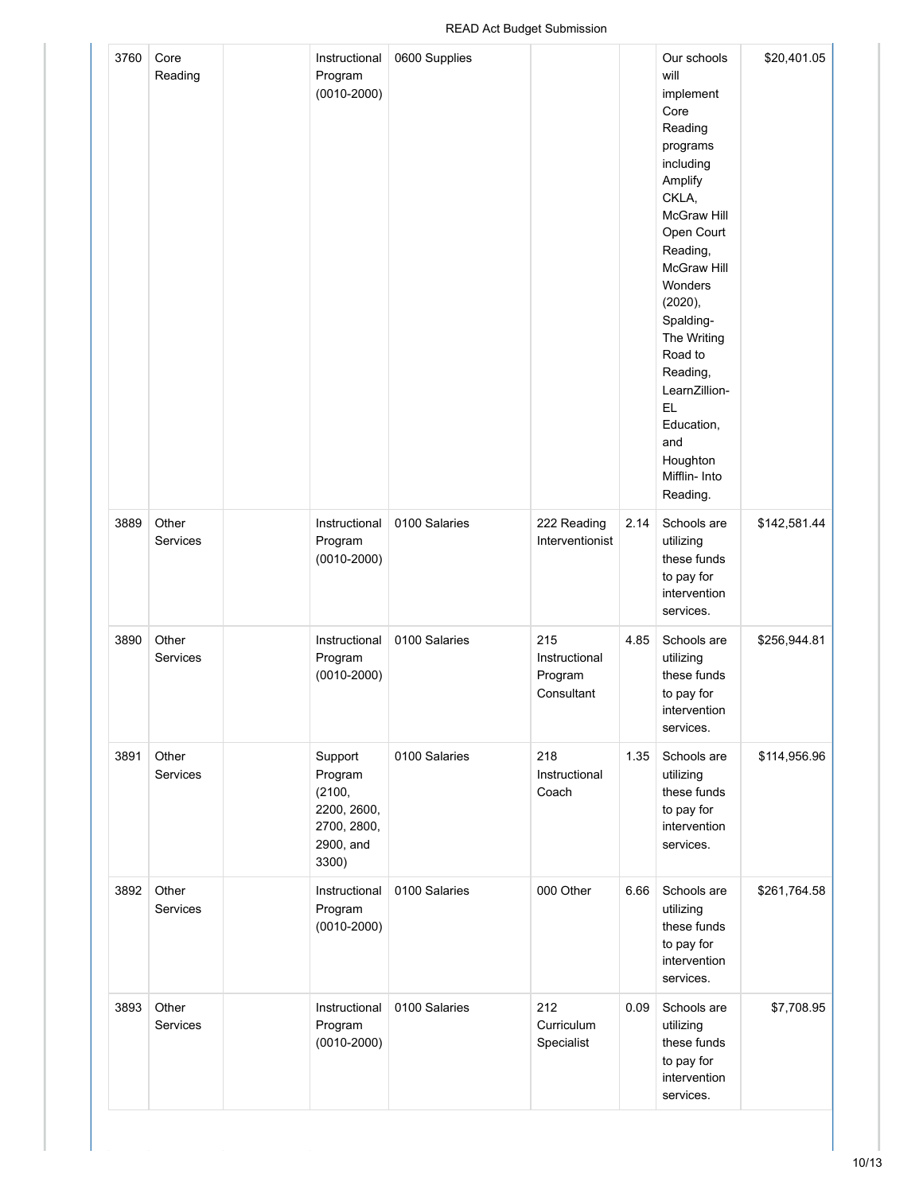| 3760 | Core Reading | | Instructional Program (0010-2000) | 0600 Supplies | | | Our schools will implement Core Reading programs including Amplify CKLA, McGraw Hill Open Court Reading, McGraw Hill Wonders (2020), Spalding- The Writing Road to Reading, LearnZillion- EL Education, and Houghton Mifflin- Into Reading. | $20,401.05 |
|---|---|---|---|---|---|---|---|---|
| 3889 | Other Services | | Instructional Program (0010-2000) | 0100 Salaries | 222 Reading Interventionist | 2.14 | Schools are utilizing these funds to pay for intervention services. | $142,581.44 |
| 3890 | Other Services | | Instructional Program (0010-2000) | 0100 Salaries | 215 Instructional Program Consultant | 4.85 | Schools are utilizing these funds to pay for intervention services. | $256,944.81 |
| 3891 | Other Services | | Support Program (2100, 2200, 2600, 2700, 2800, 2900, and 3300) | 0100 Salaries | 218 Instructional Coach | 1.35 | Schools are utilizing these funds to pay for intervention services. | $114,956.96 |
| 3892 | Other Services | | Instructional Program (0010-2000) | 0100 Salaries | 000 Other | 6.66 | Schools are utilizing these funds to pay for intervention services. | $261,764.58 |
| 3893 | Other Services | | Instructional Program (0010-2000) | 0100 Salaries | 212 Curriculum Specialist | 0.09 | Schools are utilizing these funds to pay for intervention services. | $7,708.95 |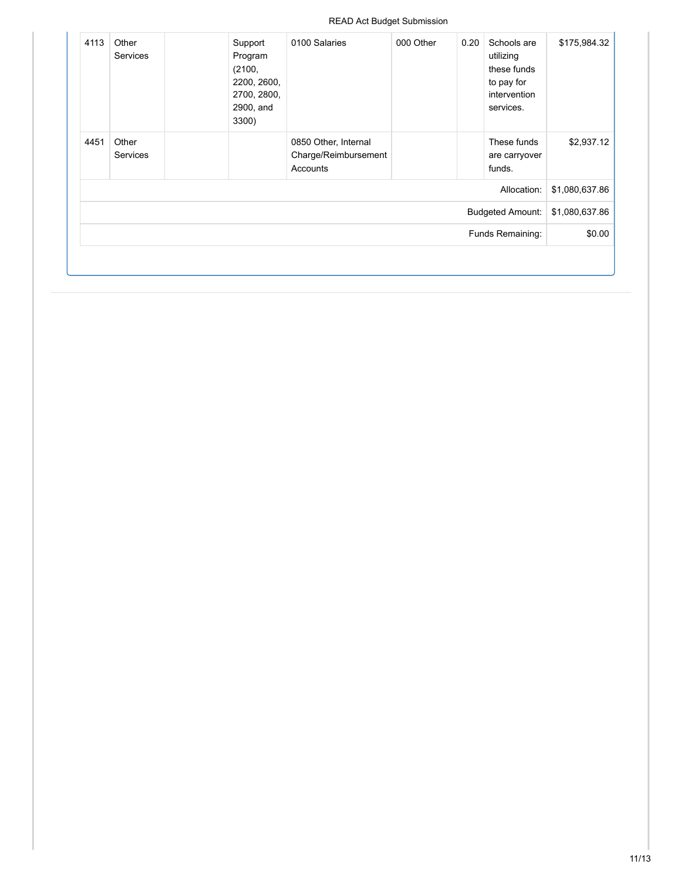| | | | | | | | | |
|---|---|---|---|---|---|---|---|---|
| 4113 | Other Services | | Support Program (2100, 2200, 2600, 2700, 2800, 2900, and 3300) | 0100 Salaries | 000 Other | 0.20 | Schools are utilizing these funds to pay for intervention services. | $175,984.32 |
| 4451 | Other Services | | | 0850 Other, Internal Charge/Reimbursement Accounts | | | These funds are carryover funds. | $2,937.12 |
| | | | | | | | Allocation: | $1,080,637.86 |
| | | | | | | | Budgeted Amount: | $1,080,637.86 |
| | | | | | | | Funds Remaining: | $0.00 |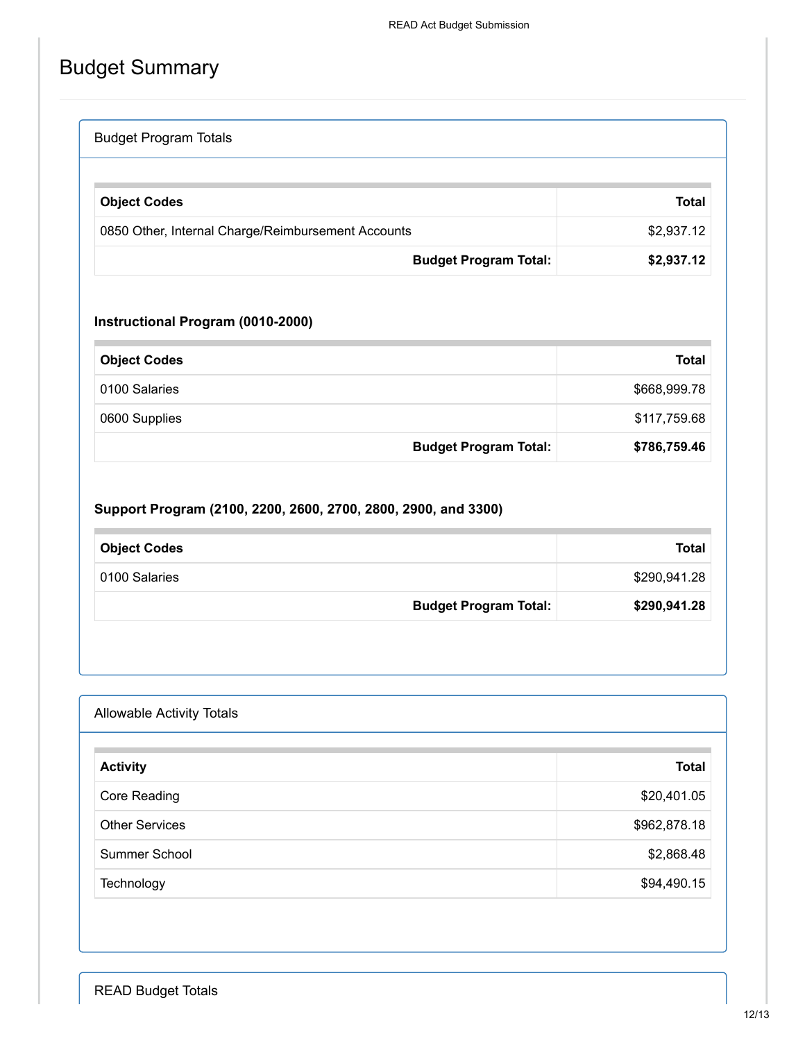# Budget Summary

## Budget Program Totals

| Object Codes | Total |
| --- | ---: |
| 0850 Other, Internal Charge/Reimbursement Accounts | $2,937.12 |
| **Budget Program Total:** | **$2,937.12** |

### Instructional Program (0010-2000)

| Object Codes | Total |
| --- | ---: |
| 0100 Salaries | $668,999.78 |
| 0600 Supplies | $117,759.68 |
| **Budget Program Total:** | **$786,759.46** |

### Support Program (2100, 2200, 2600, 2700, 2800, 2900, and 3300)

| Object Codes | Total |
| --- | ---: |
| 0100 Salaries | $290,941.28 |
| **Budget Program Total:** | **$290,941.28** |

## Allowable Activity Totals

| Activity | Total |
| --- | ---: |
| Core Reading | $20,401.05 |
| Other Services | $962,878.18 |
| Summer School | $2,868.48 |
| Technology | $94,490.15 |

## READ Budget Totals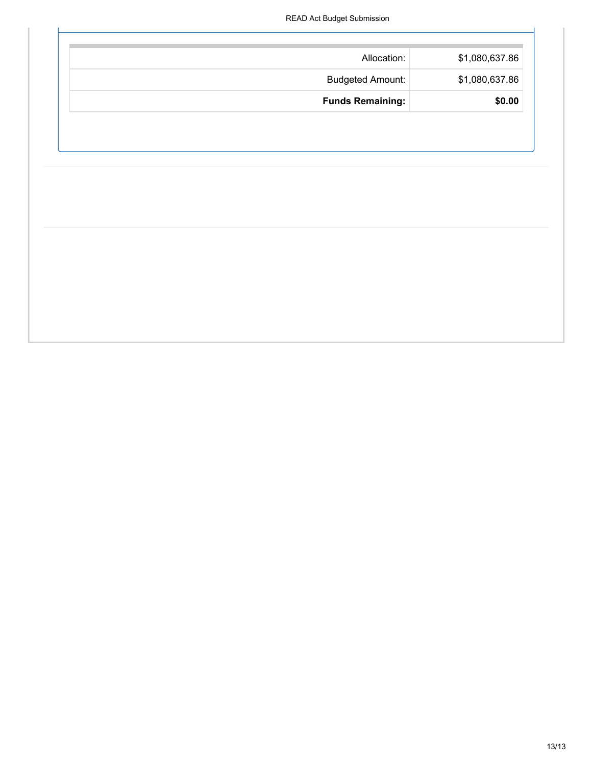| | |
|---|---|
| Allocation: | $1,080,637.86 |
| Budgeted Amount: | $1,080,637.86 |
| **Funds Remaining:** | **$0.00** |